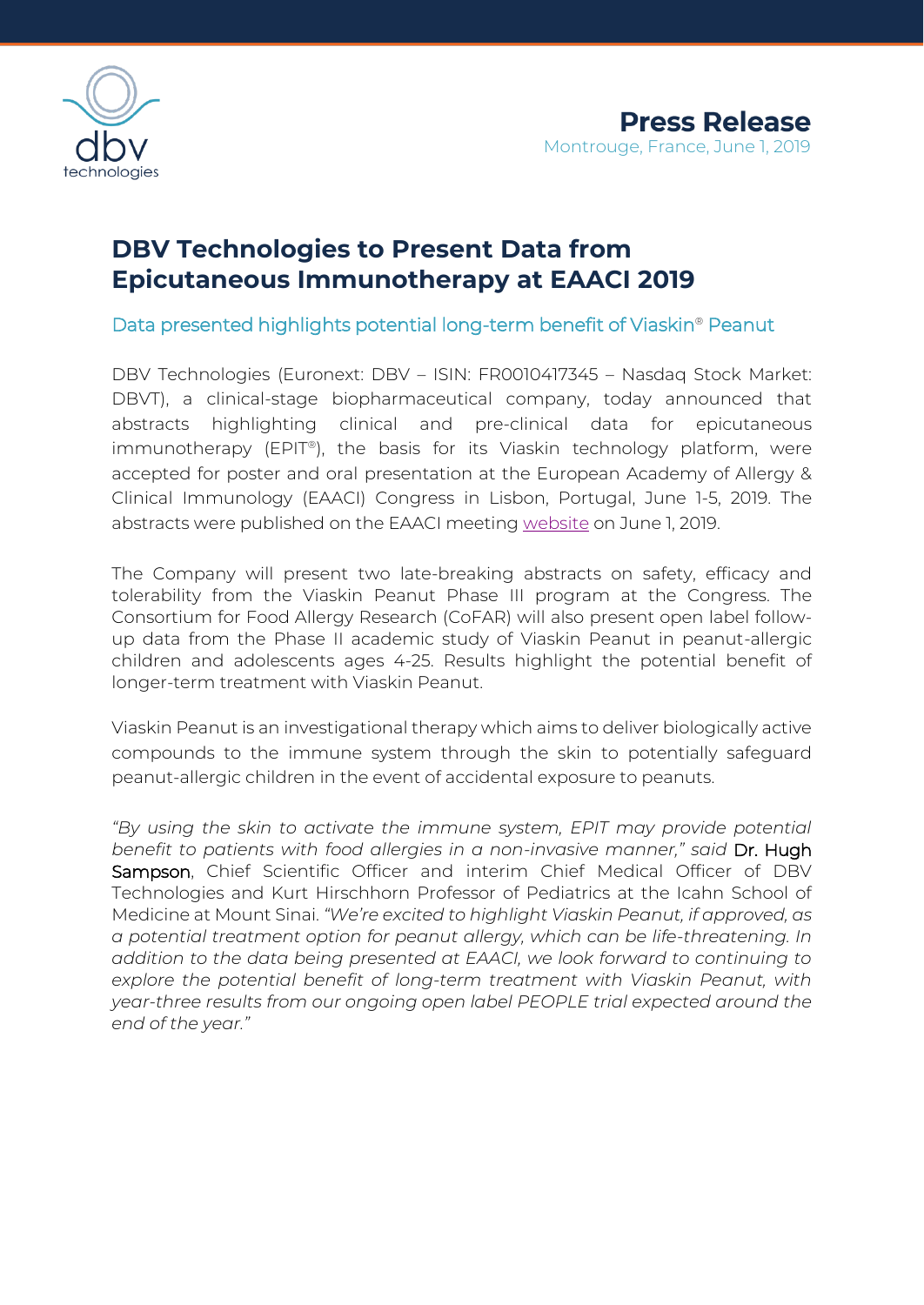**Press Release**

Montrouge, France, June 1, 2019

# DBV Technologies to Present Data from Epicutaneous Immunotherapy at EAACI 2019

## Data presented highlights potential long-term benefit of Viaskin® Peanut

DBV Technologies (Euronext: DBV – ISIN: FR0010417345 – Nasdaq Stock Market: DBVT), a clinical-stage biopharmaceutical company, today announced that abstracts highlighting clinical and pre-clinical data for epicutaneous immunotherapy (EPIT®), the basis for its Viaskin technology platform, were accepted for poster and oral presentation at the European Academy of Allergy & Clinical Immunology (EAACI) Congress in Lisbon, Portugal, June 1-5, 2019. The abstracts were published on the EAACI meeting website on June 1, 2019.

The Company will present two late-breaking abstracts on safety, efficacy and tolerability from the Viaskin Peanut Phase III program at the Congress. The Consortium for Food Allergy Research (CoFAR) will also present open label follow-up data from the Phase II academic study of Viaskin Peanut in peanut-allergic children and adolescents ages 4-25. Results highlight the potential benefit of longer-term treatment with Viaskin Peanut.

Viaskin Peanut is an investigational therapy which aims to deliver biologically active compounds to the immune system through the skin to potentially safeguard peanut-allergic children in the event of accidental exposure to peanuts.

*"By using the skin to activate the immune system, EPIT may provide potential benefit to patients with food allergies in a non-invasive manner," said* Dr. Hugh Sampson, Chief Scientific Officer and interim Chief Medical Officer of DBV Technologies and Kurt Hirschhorn Professor of Pediatrics at the Icahn School of Medicine at Mount Sinai. *"We're excited to highlight Viaskin Peanut, if approved, as a potential treatment option for peanut allergy, which can be life-threatening. In addition to the data being presented at EAACI, we look forward to continuing to explore the potential benefit of long-term treatment with Viaskin Peanut, with year-three results from our ongoing open label PEOPLE trial expected around the end of the year."*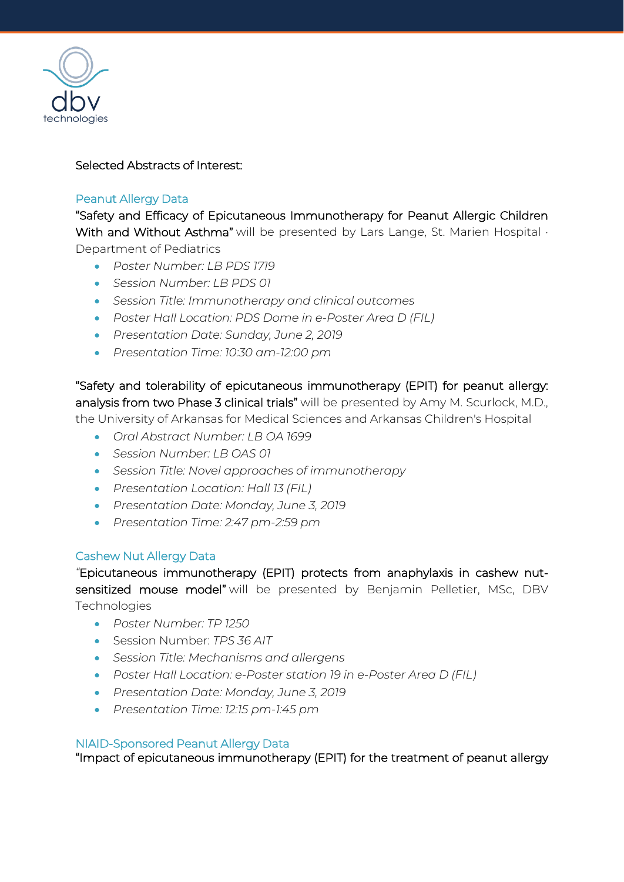Selected Abstracts of Interest:

## Peanut Allergy Data

**"Safety and Efficacy of Epicutaneous Immunotherapy for Peanut Allergic Children With and Without Asthma"** will be presented by Lars Lange, St. Marien Hospital · Department of Pediatrics

- *Poster Number: LB PDS 1719*
- *Session Number: LB PDS 01*
- *Session Title: Immunotherapy and clinical outcomes*
- *Poster Hall Location: PDS Dome in e-Poster Area D (FIL)*
- *Presentation Date: Sunday, June 2, 2019*
- *Presentation Time: 10:30 am-12:00 pm*

**"Safety and tolerability of epicutaneous immunotherapy (EPIT) for peanut allergy: analysis from two Phase 3 clinical trials"** will be presented by Amy M. Scurlock, M.D., the University of Arkansas for Medical Sciences and Arkansas Children's Hospital

- *Oral Abstract Number: LB OA 1699*
- *Session Number: LB OAS 01*
- *Session Title: Novel approaches of immunotherapy*
- *Presentation Location: Hall 13 (FIL)*
- *Presentation Date: Monday, June 3, 2019*
- *Presentation Time: 2:47 pm-2:59 pm*

## Cashew Nut Allergy Data

**"Epicutaneous immunotherapy (EPIT) protects from anaphylaxis in cashew nut-sensitized mouse model"** will be presented by Benjamin Pelletier, MSc, DBV Technologies

- *Poster Number: TP 1250*
- Session Number: *TPS 36 AIT*
- *Session Title: Mechanisms and allergens*
- *Poster Hall Location: e-Poster station 19 in e-Poster Area D (FIL)*
- *Presentation Date: Monday, June 3, 2019*
- *Presentation Time: 12:15 pm-1:45 pm*

## NIAID-Sponsored Peanut Allergy Data

"Impact of epicutaneous immunotherapy (EPIT) for the treatment of peanut allergy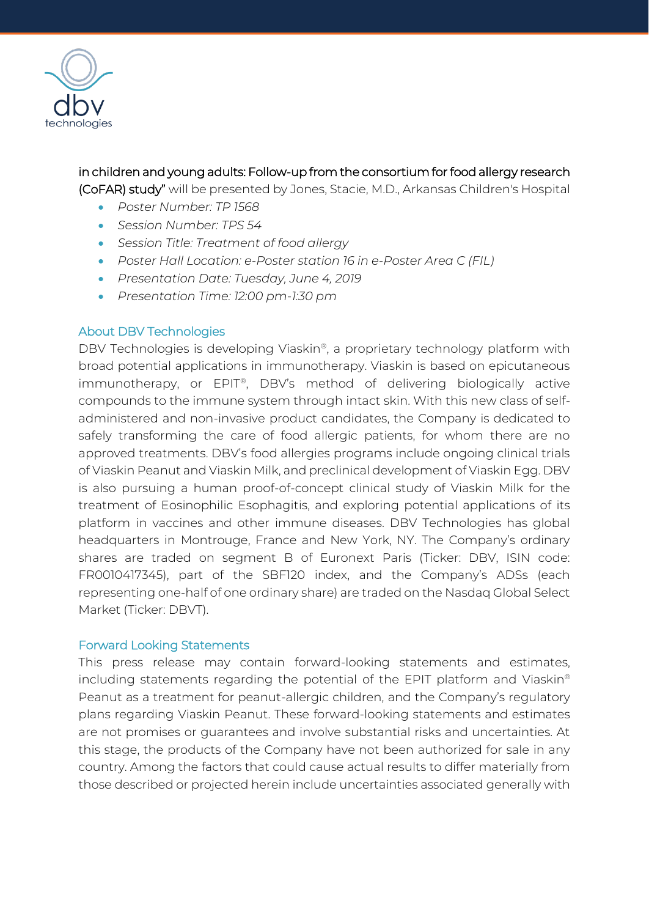**in children and young adults: Follow-up from the consortium for food allergy research (CoFAR) study"** will be presented by Jones, Stacie, M.D., Arkansas Children's Hospital

- *Poster Number: TP 1568*
- *Session Number: TPS 54*
- *Session Title: Treatment of food allergy*
- *Poster Hall Location: e-Poster station 16 in e-Poster Area C (FIL)*
- *Presentation Date: Tuesday, June 4, 2019*
- *Presentation Time: 12:00 pm-1:30 pm*

## About DBV Technologies

DBV Technologies is developing Viaskin®, a proprietary technology platform with broad potential applications in immunotherapy. Viaskin is based on epicutaneous immunotherapy, or EPIT®, DBV's method of delivering biologically active compounds to the immune system through intact skin. With this new class of self-administered and non-invasive product candidates, the Company is dedicated to safely transforming the care of food allergic patients, for whom there are no approved treatments. DBV's food allergies programs include ongoing clinical trials of Viaskin Peanut and Viaskin Milk, and preclinical development of Viaskin Egg. DBV is also pursuing a human proof-of-concept clinical study of Viaskin Milk for the treatment of Eosinophilic Esophagitis, and exploring potential applications of its platform in vaccines and other immune diseases. DBV Technologies has global headquarters in Montrouge, France and New York, NY. The Company's ordinary shares are traded on segment B of Euronext Paris (Ticker: DBV, ISIN code: FR0010417345), part of the SBF120 index, and the Company's ADSs (each representing one-half of one ordinary share) are traded on the Nasdaq Global Select Market (Ticker: DBVT).

## Forward Looking Statements

This press release may contain forward-looking statements and estimates, including statements regarding the potential of the EPIT platform and Viaskin® Peanut as a treatment for peanut-allergic children, and the Company's regulatory plans regarding Viaskin Peanut. These forward-looking statements and estimates are not promises or guarantees and involve substantial risks and uncertainties. At this stage, the products of the Company have not been authorized for sale in any country. Among the factors that could cause actual results to differ materially from those described or projected herein include uncertainties associated generally with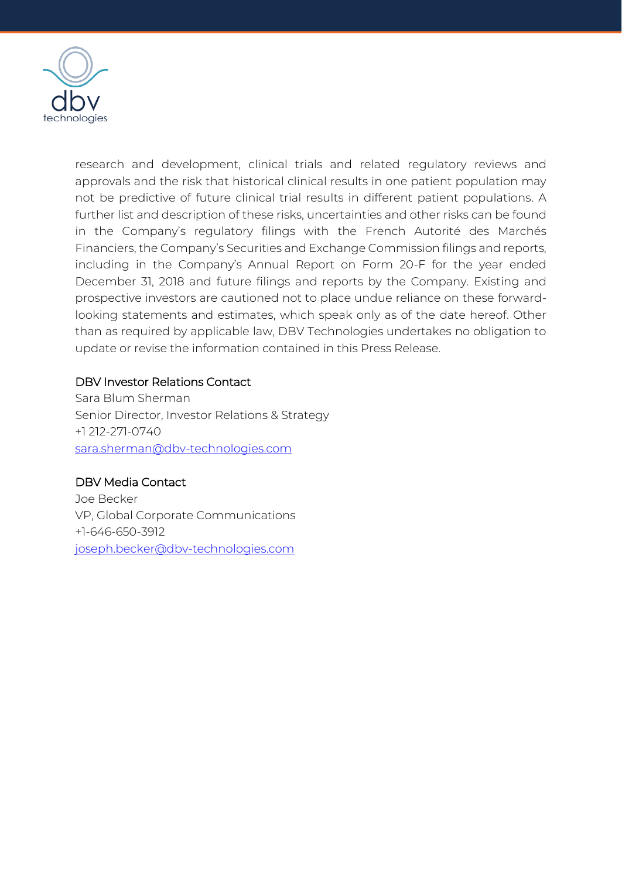research and development, clinical trials and related regulatory reviews and approvals and the risk that historical clinical results in one patient population may not be predictive of future clinical trial results in different patient populations. A further list and description of these risks, uncertainties and other risks can be found in the Company's regulatory filings with the French Autorité des Marchés Financiers, the Company's Securities and Exchange Commission filings and reports, including in the Company's Annual Report on Form 20-F for the year ended December 31, 2018 and future filings and reports by the Company. Existing and prospective investors are cautioned not to place undue reliance on these forward-looking statements and estimates, which speak only as of the date hereof. Other than as required by applicable law, DBV Technologies undertakes no obligation to update or revise the information contained in this Press Release.

DBV Investor Relations Contact
Sara Blum Sherman
Senior Director, Investor Relations & Strategy
+1 212-271-0740
sara.sherman@dbv-technologies.com

DBV Media Contact
Joe Becker
VP, Global Corporate Communications
+1-646-650-3912
joseph.becker@dbv-technologies.com